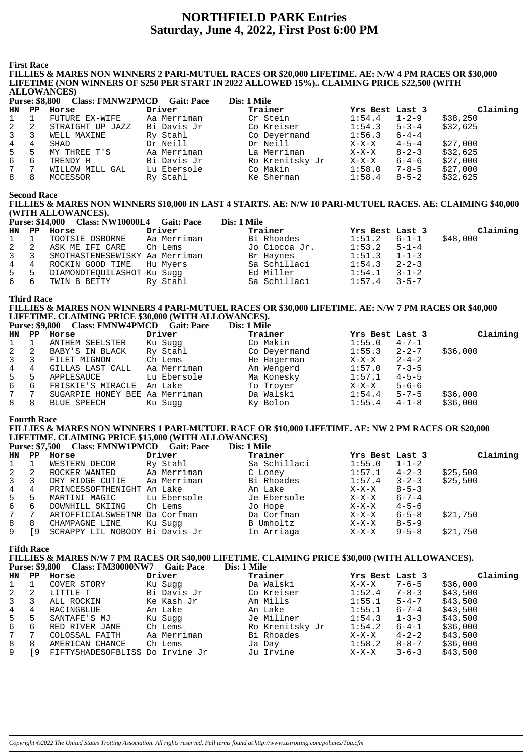# NORTHFIELD PARK Entries
## Saturday, June 4, 2022, First Post 6:00 PM

### First Race

**FILLIES & MARES NON WINNERS 2 PARI-MUTUEL RACES OR $20,000 LIFETIME. AE: N/W 4 PM RACES OR $30,000 LIFETIME (NON WINNERS OF $250 PER START IN 2022 ALLOWED 15%).. CLAIMING PRICE $22,500 (WITH ALLOWANCES)**

**Purse: $8,800 Class: FMNW2PMCD Gait: Pace Dis: 1 Mile**

| HN | PP | Horse | Driver | Trainer | Yrs Best | Last 3 | Claiming |
|---|---|---|---|---|---|---|---|
| 1 | 1 | FUTURE EX-WIFE | Aa Merriman | Cr Stein | 1:54.4 | 1-2-9 | $38,250 |
| 2 | 2 | STRAIGHT UP JAZZ | Bi Davis Jr | Co Kreiser | 1:54.3 | 5-3-4 | $32,625 |
| 3 | 3 | WELL MAXINE | Ry Stahl | Co Deyermand | 1:56.3 | 6-4-4 | |
| 4 | 4 | SHAD | Dr Neill | Dr Neill | X-X-X | 4-5-4 | $27,000 |
| 5 | 5 | MY THREE T'S | Aa Merriman | La Merriman | X-X-X | 8-2-3 | $32,625 |
| 6 | 6 | TRENDY H | Bi Davis Jr | Ro Krenitsky Jr | X-X-X | 6-4-6 | $27,000 |
| 7 | 7 | WILLOW MILL GAL | Lu Ebersole | Co Makin | 1:58.0 | 7-8-5 | $27,000 |
| 8 | 8 | MCCESSOR | Ry Stahl | Ke Sherman | 1:58.4 | 8-5-2 | $32,625 |

### Second Race

**FILLIES & MARES NON WINNERS $10,000 IN LAST 4 STARTS. AE: N/W 10 PARI-MUTUEL RACES. AE: CLAIMING $40,000 (WITH ALLOWANCES).**

**Purse: $14,000 Class: NW10000L4 Gait: Pace Dis: 1 Mile**

| HN | PP | Horse | Driver | Trainer | Yrs Best | Last 3 | Claiming |
|---|---|---|---|---|---|---|---|
| 1 | 1 | TOOTSIE OSBORNE | Aa Merriman | Bi Rhoades | 1:51.2 | 6-1-1 | $48,000 |
| 2 | 2 | ASK ME IFI CARE | Ch Lems | Jo Ciocca Jr. | 1:53.2 | 5-1-4 | |
| 3 | 3 | SMOTHASTENESEWISKY | Aa Merriman | Br Haynes | 1:51.3 | 1-1-3 | |
| 4 | 4 | ROCKIN GOOD TIME | Hu Myers | Sa Schillaci | 1:54.3 | 2-2-3 | |
| 5 | 5 | DIAMONDTEQUILASHOT | Ku Sugg | Ed Miller | 1:54.1 | 3-1-2 | |
| 6 | 6 | TWIN B BETTY | Ry Stahl | Sa Schillaci | 1:57.4 | 3-5-7 | |

### Third Race

**FILLIES & MARES NON WINNERS 4 PARI-MUTUEL RACES OR $30,000 LIFETIME. AE: N/W 7 PM RACES OR $40,000 LIFETIME. CLAIMING PRICE $30,000 (WITH ALLOWANCES).**

**Purse: $9,800 Class: FMNW4PMCD Gait: Pace Dis: 1 Mile**

| HN | PP | Horse | Driver | Trainer | Yrs Best | Last 3 | Claiming |
|---|---|---|---|---|---|---|---|
| 1 | 1 | ANTHEM SEELSTER | Ku Sugg | Co Makin | 1:55.0 | 4-7-1 | |
| 2 | 2 | BABY'S IN BLACK | Ry Stahl | Co Deyermand | 1:55.3 | 2-2-7 | $36,000 |
| 3 | 3 | FILET MIGNON | Ch Lems | He Hagerman | X-X-X | 2-4-2 | |
| 4 | 4 | GILLAS LAST CALL | Aa Merriman | Am Wengerd | 1:57.0 | 7-3-5 | |
| 5 | 5 | APPLESAUCE | Lu Ebersole | Ma Konesky | 1:57.1 | 4-5-5 | |
| 6 | 6 | FRISKIE'S MIRACLE | An Lake | To Troyer | X-X-X | 5-6-6 | |
| 7 | 7 | SUGARPIE HONEY BEE | Aa Merriman | Da Walski | 1:54.4 | 5-7-5 | $36,000 |
| 8 | 8 | BLUE SPEECH | Ku Sugg | Ky Bolon | 1:55.4 | 4-1-8 | $36,000 |

### Fourth Race

**FILLIES & MARES NON WINNERS 1 PARI-MUTUEL RACE OR $10,000 LIFETIME. AE: NW 2 PM RACES OR $20,000 LIFETIME. CLAIMING PRICE $15,000 (WITH ALLOWANCES)**

**Purse: $7,500 Class: FMNW1PMCD Gait: Pace Dis: 1 Mile**

| HN | PP | Horse | Driver | Trainer | Yrs Best | Last 3 | Claiming |
|---|---|---|---|---|---|---|---|
| 1 | 1 | WESTERN DECOR | Ry Stahl | Sa Schillaci | 1:55.0 | 1-1-2 | |
| 2 | 2 | ROCKER WANTED | Aa Merriman | C Loney | 1:57.1 | 4-2-3 | $25,500 |
| 3 | 3 | DRY RIDGE CUTIE | Aa Merriman | Bi Rhoades | 1:57.4 | 3-2-3 | $25,500 |
| 4 | 4 | PRINCESSOFTHENIGHT | An Lake | An Lake | X-X-X | 8-5-3 | |
| 5 | 5 | MARTINI MAGIC | Lu Ebersole | Je Ebersole | X-X-X | 6-7-4 | |
| 6 | 6 | DOWNHILL SKIING | Ch Lems | Jo Hope | X-X-X | 4-5-6 | |
| 7 | 7 | ARTOFFICIALSWEETNR | Da Corfman | Da Corfman | X-X-X | 6-5-8 | $21,750 |
| 8 | 8 | CHAMPAGNE LINE | Ku Sugg | B Umholtz | X-X-X | 8-5-9 | |
| 9 | [9 | SCRAPPY LIL NOBODY | Bi Davis Jr | In Arriaga | X-X-X | 9-5-8 | $21,750 |

### Fifth Race

**FILLIES & MARES N/W 7 PM RACES OR $40,000 LIFETIME. CLAIMING PRICE $30,000 (WITH ALLOWANCES).**

**Purse: $9,800 Class: FM30000NW7 Gait: Pace Dis: 1 Mile**

| HN | PP | Horse | Driver | Trainer | Yrs Best | Last 3 | Claiming |
|---|---|---|---|---|---|---|---|
| 1 | 1 | COVER STORY | Ku Sugg | Da Walski | X-X-X | 7-6-5 | $36,000 |
| 2 | 2 | LITTLE T | Bi Davis Jr | Co Kreiser | 1:52.4 | 7-8-3 | $43,500 |
| 3 | 3 | ALL ROCKIN | Ke Kash Jr | Am Mills | 1:55.1 | 5-4-7 | $43,500 |
| 4 | 4 | RACINGBLUE | An Lake | An Lake | 1:55.1 | 6-7-4 | $43,500 |
| 5 | 5 | SANTAFE'S MJ | Ku Sugg | Je Millner | 1:54.3 | 1-3-3 | $43,500 |
| 6 | 6 | RED RIVER JANE | Ch Lems | Ro Krenitsky Jr | 1:54.2 | 6-4-1 | $36,000 |
| 7 | 7 | COLOSSAL FAITH | Aa Merriman | Bi Rhoades | X-X-X | 4-2-2 | $43,500 |
| 8 | 8 | AMERICAN CHANCE | Ch Lems | Ja Day | 1:58.2 | 8-8-7 | $36,000 |
| 9 | [9 | FIFTYSHADESOFBLISS | Do Irvine Jr | Ju Irvine | X-X-X | 3-6-3 | $43,500 |

*Copyright ©2022 The United States Trotting Association. All rights reserved. Full terms found at http://www.ustrotting.com/policies/Tou.cfm*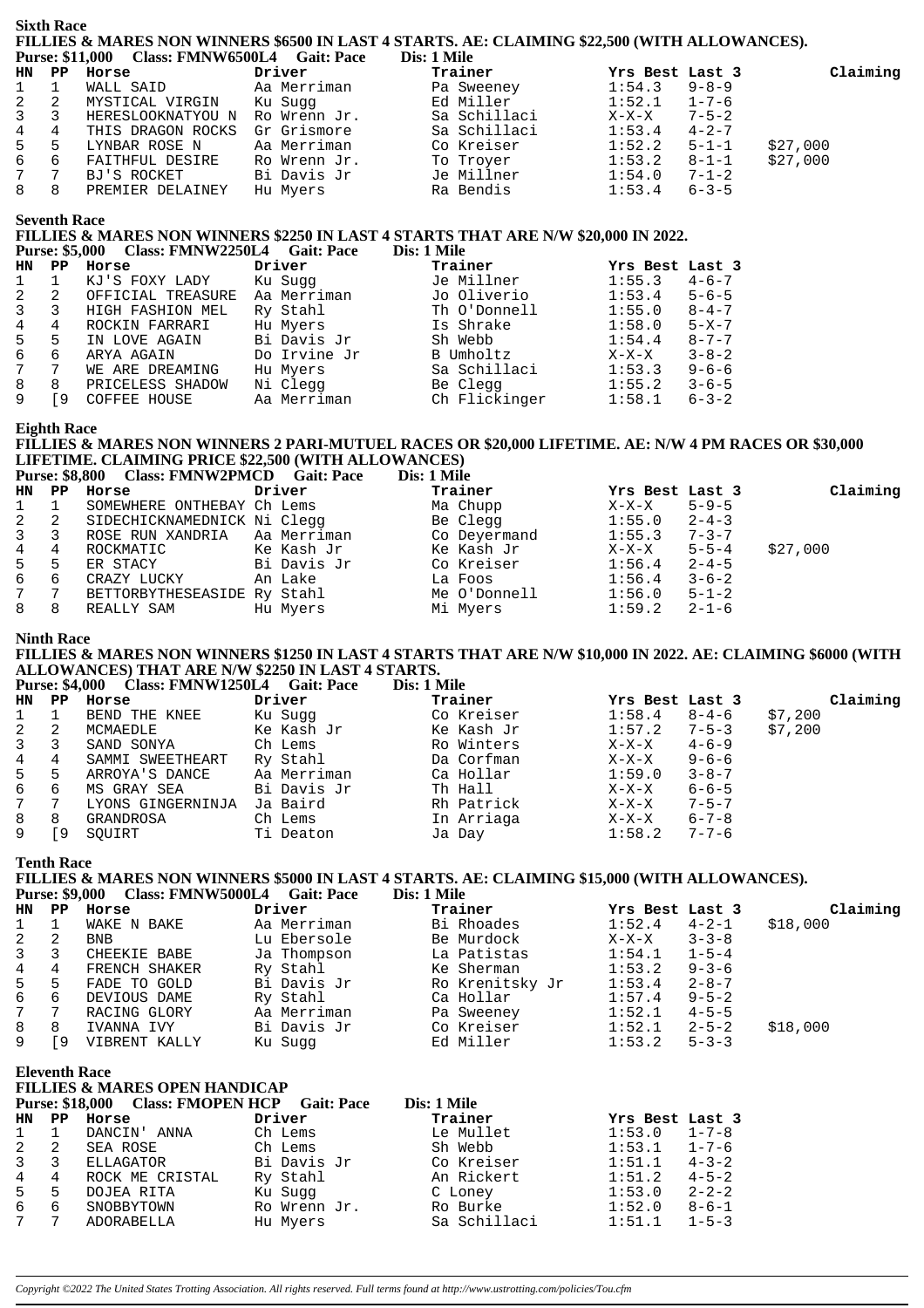## Sixth Race

**FILLIES & MARES NON WINNERS $6500 IN LAST 4 STARTS. AE: CLAIMING $22,500 (WITH ALLOWANCES).**

**Purse: $11,000 Class: FMNW6500L4 Gait: Pace Dis: 1 Mile**

| HN | PP | Horse | Driver | Trainer | Yrs Best | Last 3 | Claiming |
|---|---|---|---|---|---|---|---|
| 1 | 1 | WALL SAID | Aa Merriman | Pa Sweeney | 1:54.3 | 9-8-9 | |
| 2 | 2 | MYSTICAL VIRGIN | Ku Sugg | Ed Miller | 1:52.1 | 1-7-6 | |
| 3 | 3 | HERESLOOKNATYOU N | Ro Wrenn Jr. | Sa Schillaci | X-X-X | 7-5-2 | |
| 4 | 4 | THIS DRAGON ROCKS | Gr Grismore | Sa Schillaci | 1:53.4 | 4-2-7 | |
| 5 | 5 | LYNBAR ROSE N | Aa Merriman | Co Kreiser | 1:52.2 | 5-1-1 | $27,000 |
| 6 | 6 | FAITHFUL DESIRE | Ro Wrenn Jr. | To Troyer | 1:53.2 | 8-1-1 | $27,000 |
| 7 | 7 | BJ'S ROCKET | Bi Davis Jr | Je Millner | 1:54.0 | 7-1-2 | |
| 8 | 8 | PREMIER DELAINEY | Hu Myers | Ra Bendis | 1:53.4 | 6-3-5 | |

## Seventh Race

**FILLIES & MARES NON WINNERS $2250 IN LAST 4 STARTS THAT ARE N/W $20,000 IN 2022.**

**Purse: $5,000 Class: FMNW2250L4 Gait: Pace Dis: 1 Mile**

| HN | PP | Horse | Driver | Trainer | Yrs Best | Last 3 |
|---|---|---|---|---|---|---|
| 1 | 1 | KJ'S FOXY LADY | Ku Sugg | Je Millner | 1:55.3 | 4-6-7 |
| 2 | 2 | OFFICIAL TREASURE | Aa Merriman | Jo Oliverio | 1:53.4 | 5-6-5 |
| 3 | 3 | HIGH FASHION MEL | Ry Stahl | Th O'Donnell | 1:55.0 | 8-4-7 |
| 4 | 4 | ROCKIN FARRARI | Hu Myers | Is Shrake | 1:58.0 | 5-X-7 |
| 5 | 5 | IN LOVE AGAIN | Bi Davis Jr | Sh Webb | 1:54.4 | 8-7-7 |
| 6 | 6 | ARYA AGAIN | Do Irvine Jr | B Umholtz | X-X-X | 3-8-2 |
| 7 | 7 | WE ARE DREAMING | Hu Myers | Sa Schillaci | 1:53.3 | 9-6-6 |
| 8 | 8 | PRICELESS SHADOW | Ni Clegg | Be Clegg | 1:55.2 | 3-6-5 |
| 9 | [9 | COFFEE HOUSE | Aa Merriman | Ch Flickinger | 1:58.1 | 6-3-2 |

## Eighth Race

**FILLIES & MARES NON WINNERS 2 PARI-MUTUEL RACES OR $20,000 LIFETIME. AE: N/W 4 PM RACES OR $30,000 LIFETIME. CLAIMING PRICE $22,500 (WITH ALLOWANCES)**

**Purse: $8,800 Class: FMNW2PMCD Gait: Pace Dis: 1 Mile**

| HN | PP | Horse | Driver | Trainer | Yrs Best | Last 3 | Claiming |
|---|---|---|---|---|---|---|---|
| 1 | 1 | SOMEWHERE ONTHEBAY | Ch Lems | Ma Chupp | X-X-X | 5-9-5 | |
| 2 | 2 | SIDECHICKNAMEDNICK | Ni Clegg | Be Clegg | 1:55.0 | 2-4-3 | |
| 3 | 3 | ROSE RUN XANDRIA | Aa Merriman | Co Deyermand | 1:55.3 | 7-3-7 | |
| 4 | 4 | ROCKMATIC | Ke Kash Jr | Ke Kash Jr | X-X-X | 5-5-4 | $27,000 |
| 5 | 5 | ER STACY | Bi Davis Jr | Co Kreiser | 1:56.4 | 2-4-5 | |
| 6 | 6 | CRAZY LUCKY | An Lake | La Foos | 1:56.4 | 3-6-2 | |
| 7 | 7 | BETTORBYTHESEASIDE | Ry Stahl | Me O'Donnell | 1:56.0 | 5-1-2 | |
| 8 | 8 | REALLY SAM | Hu Myers | Mi Myers | 1:59.2 | 2-1-6 | |

## Ninth Race

**FILLIES & MARES NON WINNERS $1250 IN LAST 4 STARTS THAT ARE N/W $10,000 IN 2022. AE: CLAIMING $6000 (WITH ALLOWANCES) THAT ARE N/W $2250 IN LAST 4 STARTS.**

**Purse: $4,000 Class: FMNW1250L4 Gait: Pace Dis: 1 Mile**

| HN | PP | Horse | Driver | Trainer | Yrs Best | Last 3 | Claiming |
|---|---|---|---|---|---|---|---|
| 1 | 1 | BEND THE KNEE | Ku Sugg | Co Kreiser | 1:58.4 | 8-4-6 | $7,200 |
| 2 | 2 | MCMAEDLE | Ke Kash Jr | Ke Kash Jr | 1:57.2 | 7-5-3 | $7,200 |
| 3 | 3 | SAND SONYA | Ch Lems | Ro Winters | X-X-X | 4-6-9 | |
| 4 | 4 | SAMMI SWEETHEART | Ry Stahl | Da Corfman | X-X-X | 9-6-6 | |
| 5 | 5 | ARROYA'S DANCE | Aa Merriman | Ca Hollar | 1:59.0 | 3-8-7 | |
| 6 | 6 | MS GRAY SEA | Bi Davis Jr | Th Hall | X-X-X | 6-6-5 | |
| 7 | 7 | LYONS GINGERNINJA | Ja Baird | Rh Patrick | X-X-X | 7-5-7 | |
| 8 | 8 | GRANDROSA | Ch Lems | In Arriaga | X-X-X | 6-7-8 | |
| 9 | [9 | SQUIRT | Ti Deaton | Ja Day | 1:58.2 | 7-7-6 | |

## Tenth Race

**FILLIES & MARES NON WINNERS $5000 IN LAST 4 STARTS. AE: CLAIMING $15,000 (WITH ALLOWANCES).**

**Purse: $9,000 Class: FMNW5000L4 Gait: Pace Dis: 1 Mile**

| HN | PP | Horse | Driver | Trainer | Yrs Best | Last 3 | Claiming |
|---|---|---|---|---|---|---|---|
| 1 | 1 | WAKE N BAKE | Aa Merriman | Bi Rhoades | 1:52.4 | 4-2-1 | $18,000 |
| 2 | 2 | BNB | Lu Ebersole | Be Murdock | X-X-X | 3-3-8 | |
| 3 | 3 | CHEEKIE BABE | Ja Thompson | La Patistas | 1:54.1 | 1-5-4 | |
| 4 | 4 | FRENCH SHAKER | Ry Stahl | Ke Sherman | 1:53.2 | 9-3-6 | |
| 5 | 5 | FADE TO GOLD | Bi Davis Jr | Ro Krenitsky Jr | 1:53.4 | 2-8-7 | |
| 6 | 6 | DEVIOUS DAME | Ry Stahl | Ca Hollar | 1:57.4 | 9-5-2 | |
| 7 | 7 | RACING GLORY | Aa Merriman | Pa Sweeney | 1:52.1 | 4-5-5 | |
| 8 | 8 | IVANNA IVY | Bi Davis Jr | Co Kreiser | 1:52.1 | 2-5-2 | $18,000 |
| 9 | [9 | VIBRENT KALLY | Ku Sugg | Ed Miller | 1:53.2 | 5-3-3 | |

## Eleventh Race

**FILLIES & MARES OPEN HANDICAP**

**Purse: $18,000 Class: FMOPEN HCP Gait: Pace Dis: 1 Mile**

| HN | PP | Horse | Driver | Trainer | Yrs Best | Last 3 |
|---|---|---|---|---|---|---|
| 1 | 1 | DANCIN' ANNA | Ch Lems | Le Mullet | 1:53.0 | 1-7-8 |
| 2 | 2 | SEA ROSE | Ch Lems | Sh Webb | 1:53.1 | 1-7-6 |
| 3 | 3 | ELLAGATOR | Bi Davis Jr | Co Kreiser | 1:51.1 | 4-3-2 |
| 4 | 4 | ROCK ME CRISTAL | Ry Stahl | An Rickert | 1:51.2 | 4-5-2 |
| 5 | 5 | DOJEA RITA | Ku Sugg | C Loney | 1:53.0 | 2-2-2 |
| 6 | 6 | SNOBBYTOWN | Ro Wrenn Jr. | Ro Burke | 1:52.0 | 8-6-1 |
| 7 | 7 | ADORABELLA | Hu Myers | Sa Schillaci | 1:51.1 | 1-5-3 |

*Copyright ©2022 The United States Trotting Association. All rights reserved. Full terms found at http://www.ustrotting.com/policies/Tou.cfm*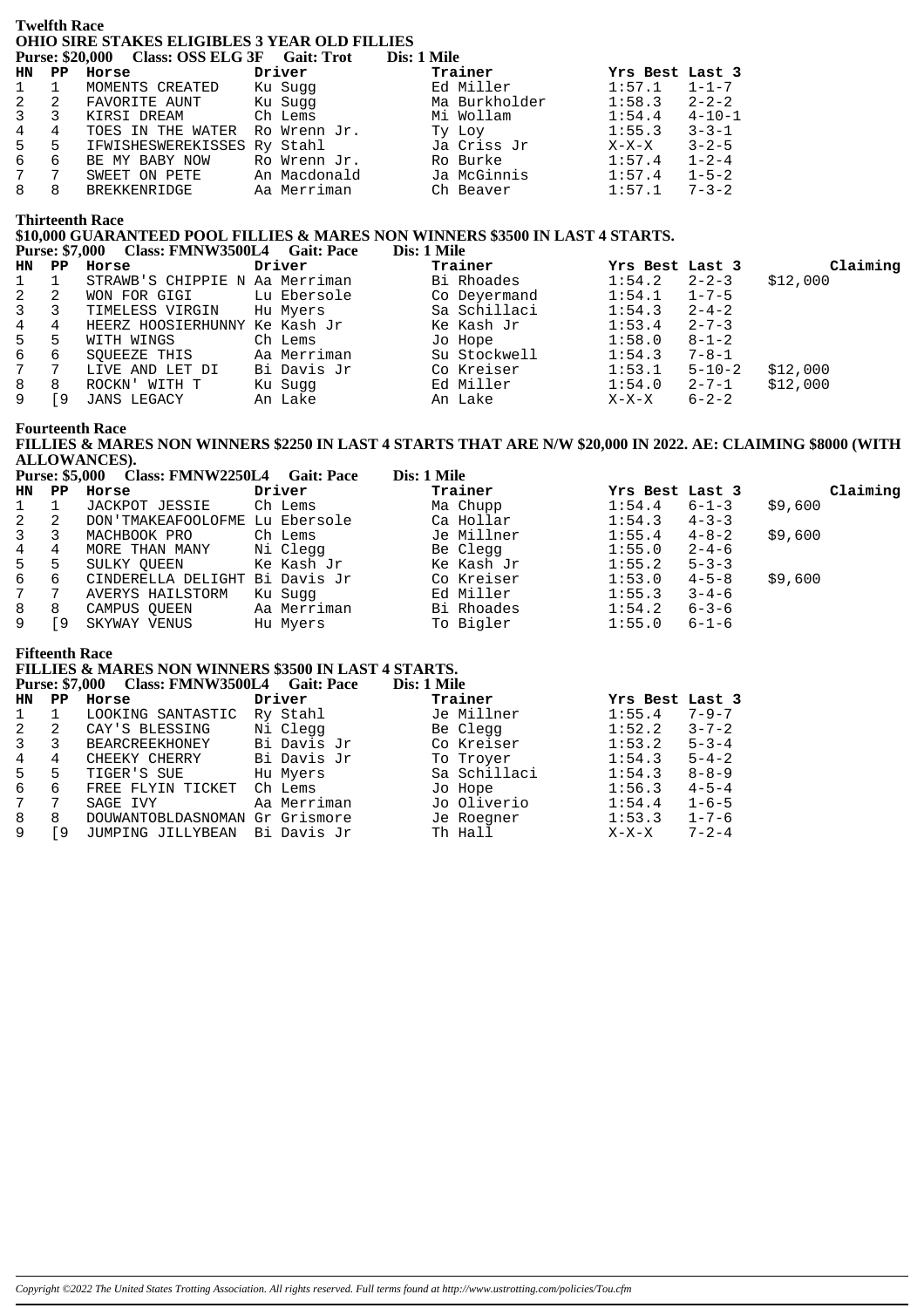**Twelfth Race**

**OHIO SIRE STAKES ELIGIBLES 3 YEAR OLD FILLIES**

**Purse: $20,000 Class: OSS ELG 3F Gait: Trot Dis: 1 Mile**

| HN | PP | Horse | Driver | Trainer | Yrs Best | Last 3 |
|---|---|---|---|---|---|---|
| 1 | 1 | MOMENTS CREATED | Ku Sugg | Ed Miller | 1:57.1 | 1-1-7 |
| 2 | 2 | FAVORITE AUNT | Ku Sugg | Ma Burkholder | 1:58.3 | 2-2-2 |
| 3 | 3 | KIRSI DREAM | Ch Lems | Mi Wollam | 1:54.4 | 4-10-1 |
| 4 | 4 | TOES IN THE WATER | Ro Wrenn Jr. | Ty Loy | 1:55.3 | 3-3-1 |
| 5 | 5 | IFWISHESWEREKISSES | Ry Stahl | Ja Criss Jr | X-X-X | 3-2-5 |
| 6 | 6 | BE MY BABY NOW | Ro Wrenn Jr. | Ro Burke | 1:57.4 | 1-2-4 |
| 7 | 7 | SWEET ON PETE | An Macdonald | Ja McGinnis | 1:57.4 | 1-5-2 |
| 8 | 8 | BREKKENRIDGE | Aa Merriman | Ch Beaver | 1:57.1 | 7-3-2 |

**Thirteenth Race**

**$10,000 GUARANTEED POOL FILLIES & MARES NON WINNERS $3500 IN LAST 4 STARTS.**

**Purse: $7,000 Class: FMNW3500L4 Gait: Pace Dis: 1 Mile**

| HN | PP | Horse | Driver | Trainer | Yrs Best | Last 3 | Claiming |
|---|---|---|---|---|---|---|---|
| 1 | 1 | STRAWB'S CHIPPIE N | Aa Merriman | Bi Rhoades | 1:54.2 | 2-2-3 | $12,000 |
| 2 | 2 | WON FOR GIGI | Lu Ebersole | Co Deyermand | 1:54.1 | 1-7-5 | |
| 3 | 3 | TIMELESS VIRGIN | Hu Myers | Sa Schillaci | 1:54.3 | 2-4-2 | |
| 4 | 4 | HEERZ HOOSIERHUNNY | Ke Kash Jr | Ke Kash Jr | 1:53.4 | 2-7-3 | |
| 5 | 5 | WITH WINGS | Ch Lems | Jo Hope | 1:58.0 | 8-1-2 | |
| 6 | 6 | SQUEEZE THIS | Aa Merriman | Su Stockwell | 1:54.3 | 7-8-1 | |
| 7 | 7 | LIVE AND LET DI | Bi Davis Jr | Co Kreiser | 1:53.1 | 5-10-2 | $12,000 |
| 8 | 8 | ROCKN' WITH T | Ku Sugg | Ed Miller | 1:54.0 | 2-7-1 | $12,000 |
| 9 | [9 | JANS LEGACY | An Lake | An Lake | X-X-X | 6-2-2 | |

**Fourteenth Race**

**FILLIES & MARES NON WINNERS $2250 IN LAST 4 STARTS THAT ARE N/W $20,000 IN 2022. AE: CLAIMING $8000 (WITH ALLOWANCES).**

**Purse: $5,000 Class: FMNW2250L4 Gait: Pace Dis: 1 Mile**

| HN | PP | Horse | Driver | Trainer | Yrs Best | Last 3 | Claiming |
|---|---|---|---|---|---|---|---|
| 1 | 1 | JACKPOT JESSIE | Ch Lems | Ma Chupp | 1:54.4 | 6-1-3 | $9,600 |
| 2 | 2 | DON'TMAKEAFOOLOFME | Lu Ebersole | Ca Hollar | 1:54.3 | 4-3-3 | |
| 3 | 3 | MACHBOOK PRO | Ch Lems | Je Millner | 1:55.4 | 4-8-2 | $9,600 |
| 4 | 4 | MORE THAN MANY | Ni Clegg | Be Clegg | 1:55.0 | 2-4-6 | |
| 5 | 5 | SULKY QUEEN | Ke Kash Jr | Ke Kash Jr | 1:55.2 | 5-3-3 | |
| 6 | 6 | CINDERELLA DELIGHT | Bi Davis Jr | Co Kreiser | 1:53.0 | 4-5-8 | $9,600 |
| 7 | 7 | AVERYS HAILSTORM | Ku Sugg | Ed Miller | 1:55.3 | 3-4-6 | |
| 8 | 8 | CAMPUS QUEEN | Aa Merriman | Bi Rhoades | 1:54.2 | 6-3-6 | |
| 9 | [9 | SKYWAY VENUS | Hu Myers | To Bigler | 1:55.0 | 6-1-6 | |

**Fifteenth Race**

**FILLIES & MARES NON WINNERS $3500 IN LAST 4 STARTS.**

**Purse: $7,000 Class: FMNW3500L4 Gait: Pace Dis: 1 Mile**

| HN | PP | Horse | Driver | Trainer | Yrs Best | Last 3 |
|---|---|---|---|---|---|---|
| 1 | 1 | LOOKING SANTASTIC | Ry Stahl | Je Millner | 1:55.4 | 7-9-7 |
| 2 | 2 | CAY'S BLESSING | Ni Clegg | Be Clegg | 1:52.2 | 3-7-2 |
| 3 | 3 | BEARCREEKHONEY | Bi Davis Jr | Co Kreiser | 1:53.2 | 5-3-4 |
| 4 | 4 | CHEEKY CHERRY | Bi Davis Jr | To Troyer | 1:54.3 | 5-4-2 |
| 5 | 5 | TIGER'S SUE | Hu Myers | Sa Schillaci | 1:54.3 | 8-8-9 |
| 6 | 6 | FREE FLYIN TICKET | Ch Lems | Jo Hope | 1:56.3 | 4-5-4 |
| 7 | 7 | SAGE IVY | Aa Merriman | Jo Oliverio | 1:54.4 | 1-6-5 |
| 8 | 8 | DOUWANTOBLDASNOMAN | Gr Grismore | Je Roegner | 1:53.3 | 1-7-6 |
| 9 | [9 | JUMPING JILLYBEAN | Bi Davis Jr | Th Hall | X-X-X | 7-2-4 |

*Copyright ©2022 The United States Trotting Association. All rights reserved. Full terms found at http://www.ustrotting.com/policies/Tou.cfm*